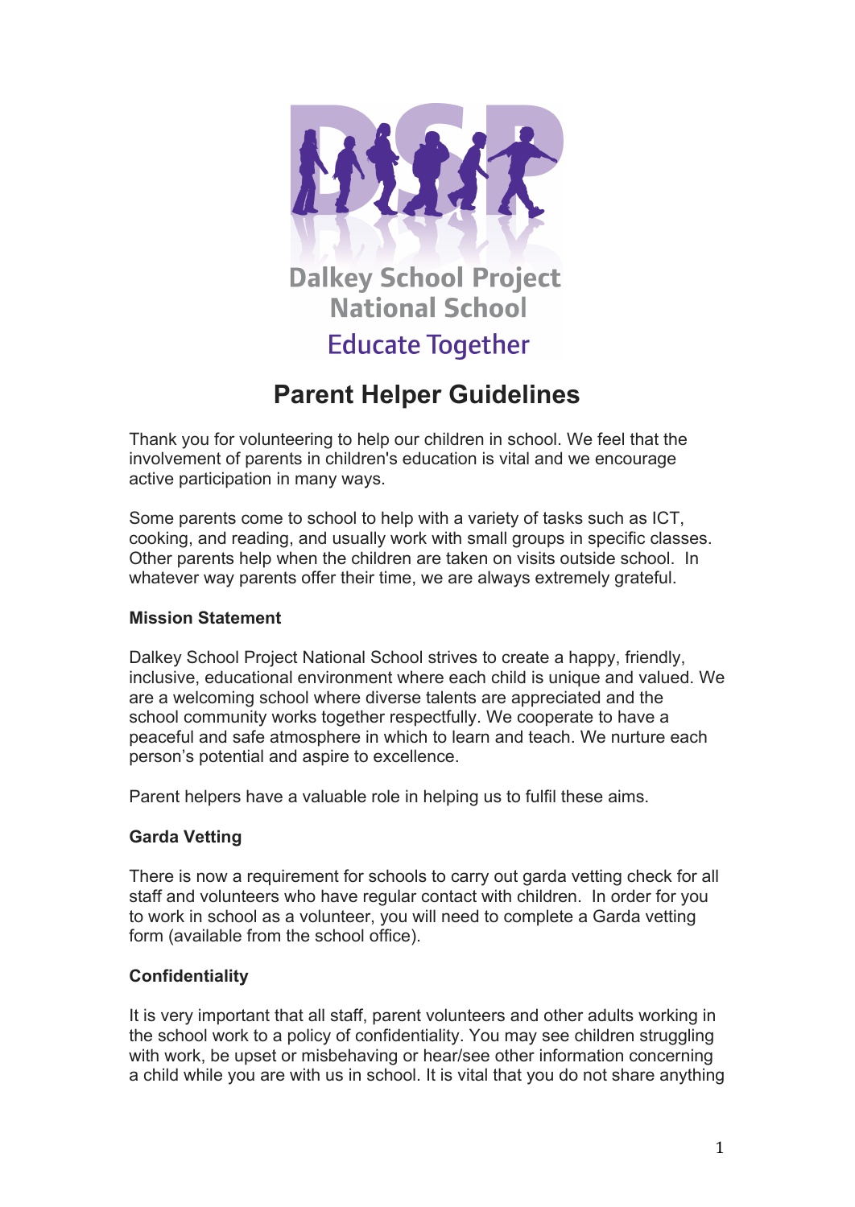Dalkey School Project National School

Educate Together

# Parent Helper Guidelines

Thank you for volunteering to help our children in school. We feel that the involvement of parents in children's education is vital and we encourage active participation in many ways.

Some parents come to school to help with a variety of tasks such as ICT, cooking, and reading, and usually work with small groups in specific classes. Other parents help when the children are taken on visits outside school. In whatever way parents offer their time, we are always extremely grateful.

**Mission Statement**

Dalkey School Project National School strives to create a happy, friendly, inclusive, educational environment where each child is unique and valued. We are a welcoming school where diverse talents are appreciated and the school community works together respectfully. We cooperate to have a peaceful and safe atmosphere in which to learn and teach. We nurture each person's potential and aspire to excellence.

Parent helpers have a valuable role in helping us to fulfil these aims.

**Garda Vetting**

There is now a requirement for schools to carry out garda vetting check for all staff and volunteers who have regular contact with children. In order for you to work in school as a volunteer, you will need to complete a Garda vetting form (available from the school office).

**Confidentiality**

It is very important that all staff, parent volunteers and other adults working in the school work to a policy of confidentiality. You may see children struggling with work, be upset or misbehaving or hear/see other information concerning a child while you are with us in school. It is vital that you do not share anything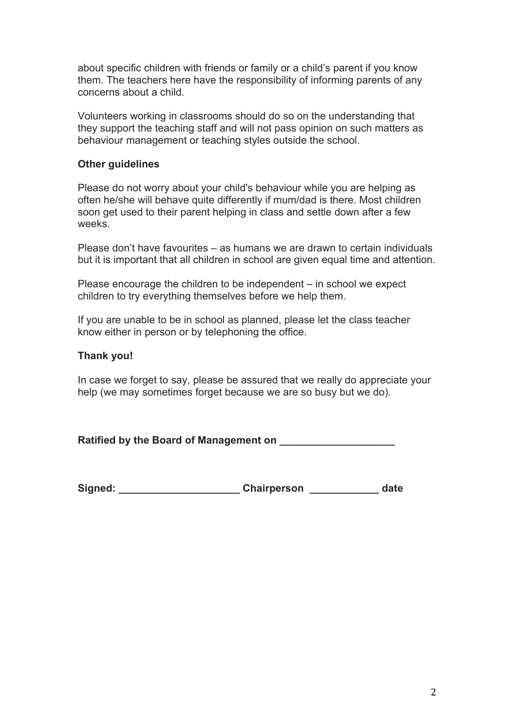about specific children with friends or family or a child's parent if you know them. The teachers here have the responsibility of informing parents of any concerns about a child.

Volunteers working in classrooms should do so on the understanding that they support the teaching staff and will not pass opinion on such matters as behaviour management or teaching styles outside the school.

**Other guidelines**

Please do not worry about your child's behaviour while you are helping as often he/she will behave quite differently if mum/dad is there. Most children soon get used to their parent helping in class and settle down after a few weeks.

Please don't have favourites – as humans we are drawn to certain individuals but it is important that all children in school are given equal time and attention.

Please encourage the children to be independent – in school we expect children to try everything themselves before we help them.

If you are unable to be in school as planned, please let the class teacher know either in person or by telephoning the office.

**Thank you!**

In case we forget to say, please be assured that we really do appreciate your help (we may sometimes forget because we are so busy but we do).

**Ratified by the Board of Management on ____________________**

**Signed: _____________________ Chairperson ____________ date**